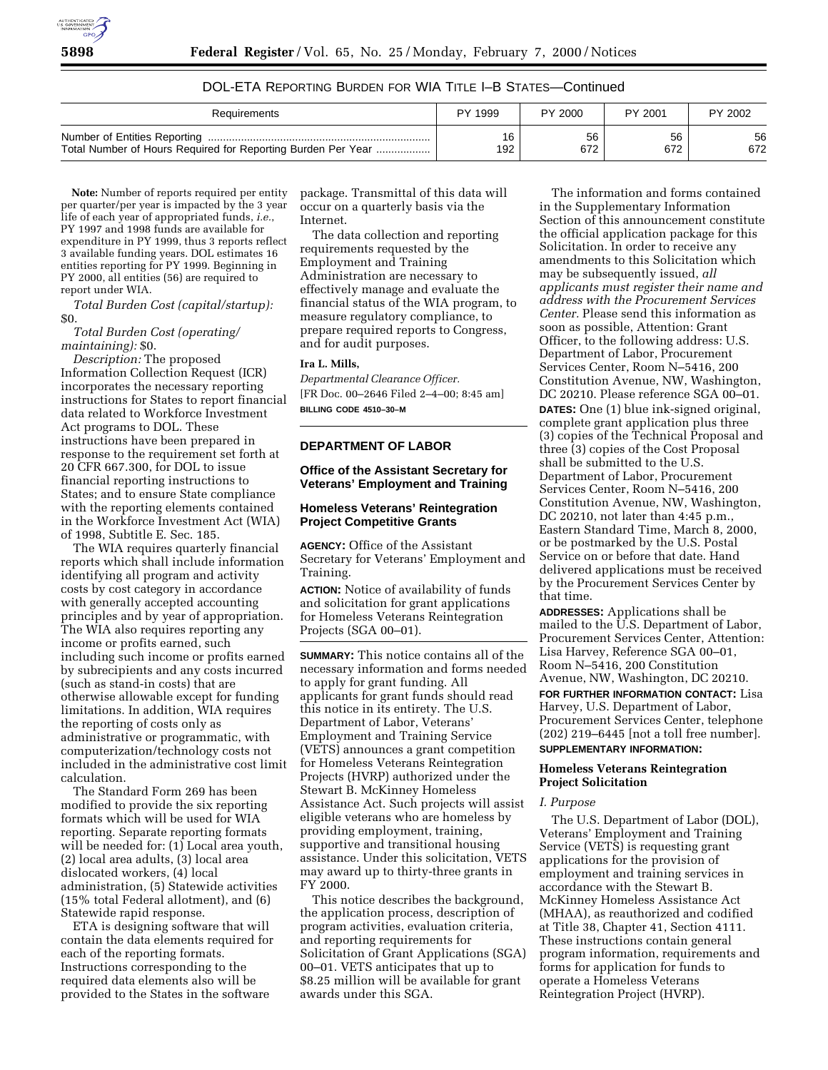## DOL-ETA REPORTING BURDEN FOR WIA TITLE I–B STATES—Continued

| Requirements | PY 1999 | PY 2000 | PY 2001 | PY 2002 |
|---|---|---|---|---|
| Number of Entities Reporting | 16 | 56 | 56 | 56 |
| Total Number of Hours Required for Reporting Burden Per Year | 192 | 672 | 672 | 672 |

**Note:** Number of reports required per entity per quarter/per year is impacted by the 3 year life of each year of appropriated funds, *i.e.*, PY 1997 and 1998 funds are available for expenditure in PY 1999, thus 3 reports reflect 3 available funding years. DOL estimates 16 entities reporting for PY 1999. Beginning in PY 2000, all entities (56) are required to report under WIA.

*Total Burden Cost (capital/startup):* $0.

*Total Burden Cost (operating/maintaining):* $0.

*Description:* The proposed Information Collection Request (ICR) incorporates the necessary reporting instructions for States to report financial data related to Workforce Investment Act programs to DOL. These instructions have been prepared in response to the requirement set forth at 20 CFR 667.300, for DOL to issue financial reporting instructions to States; and to ensure State compliance with the reporting elements contained in the Workforce Investment Act (WIA) of 1998, Subtitle E. Sec. 185.

The WIA requires quarterly financial reports which shall include information identifying all program and activity costs by cost category in accordance with generally accepted accounting principles and by year of appropriation. The WIA also requires reporting any income or profits earned, such including such income or profits earned by subrecipients and any costs incurred (such as stand-in costs) that are otherwise allowable except for funding limitations. In addition, WIA requires the reporting of costs only as administrative or programmatic, with computerization/technology costs not included in the administrative cost limit calculation.

The Standard Form 269 has been modified to provide the six reporting formats which will be used for WIA reporting. Separate reporting formats will be needed for: (1) Local area youth, (2) local area adults, (3) local area dislocated workers, (4) local administration, (5) Statewide activities (15% total Federal allotment), and (6) Statewide rapid response.

ETA is designing software that will contain the data elements required for each of the reporting formats. Instructions corresponding to the required data elements also will be provided to the States in the software package. Transmittal of this data will occur on a quarterly basis via the Internet.

The data collection and reporting requirements requested by the Employment and Training Administration are necessary to effectively manage and evaluate the financial status of the WIA program, to measure regulatory compliance, to prepare required reports to Congress, and for audit purposes.

**Ira L. Mills,**

*Departmental Clearance Officer.*

[FR Doc. 00–2646 Filed 2–4–00; 8:45 am]

**BILLING CODE 4510–30–M**

## DEPARTMENT OF LABOR

### Office of the Assistant Secretary for Veterans' Employment and Training

### Homeless Veterans' Reintegration Project Competitive Grants

**AGENCY:** Office of the Assistant Secretary for Veterans' Employment and Training.

**ACTION:** Notice of availability of funds and solicitation for grant applications for Homeless Veterans Reintegration Projects (SGA 00–01).

**SUMMARY:** This notice contains all of the necessary information and forms needed to apply for grant funding. All applicants for grant funds should read this notice in its entirety. The U.S. Department of Labor, Veterans' Employment and Training Service (VETS) announces a grant competition for Homeless Veterans Reintegration Projects (HVRP) authorized under the Stewart B. McKinney Homeless Assistance Act. Such projects will assist eligible veterans who are homeless by providing employment, training, supportive and transitional housing assistance. Under this solicitation, VETS may award up to thirty-three grants in FY 2000.

This notice describes the background, the application process, description of program activities, evaluation criteria, and reporting requirements for Solicitation of Grant Applications (SGA) 00–01. VETS anticipates that up to $8.25 million will be available for grant awards under this SGA.

The information and forms contained in the Supplementary Information Section of this announcement constitute the official application package for this Solicitation. In order to receive any amendments to this Solicitation which may be subsequently issued, *all applicants must register their name and address with the Procurement Services Center.* Please send this information as soon as possible, Attention: Grant Officer, to the following address: U.S. Department of Labor, Procurement Services Center, Room N–5416, 200 Constitution Avenue, NW, Washington, DC 20210. Please reference SGA 00–01.

**DATES:** One (1) blue ink-signed original, complete grant application plus three (3) copies of the Technical Proposal and three (3) copies of the Cost Proposal shall be submitted to the U.S. Department of Labor, Procurement Services Center, Room N–5416, 200 Constitution Avenue, NW, Washington, DC 20210, not later than 4:45 p.m., Eastern Standard Time, March 8, 2000, or be postmarked by the U.S. Postal Service on or before that date. Hand delivered applications must be received by the Procurement Services Center by that time.

**ADDRESSES:** Applications shall be mailed to the U.S. Department of Labor, Procurement Services Center, Attention: Lisa Harvey, Reference SGA 00–01, Room N–5416, 200 Constitution Avenue, NW, Washington, DC 20210.

**FOR FURTHER INFORMATION CONTACT:** Lisa Harvey, U.S. Department of Labor, Procurement Services Center, telephone (202) 219–6445 [not a toll free number].

**SUPPLEMENTARY INFORMATION:**

### Homeless Veterans Reintegration Project Solicitation

*I. Purpose*

The U.S. Department of Labor (DOL), Veterans' Employment and Training Service (VETS) is requesting grant applications for the provision of employment and training services in accordance with the Stewart B. McKinney Homeless Assistance Act (MHAA), as reauthorized and codified at Title 38, Chapter 41, Section 4111. These instructions contain general program information, requirements and forms for application for funds to operate a Homeless Veterans Reintegration Project (HVRP).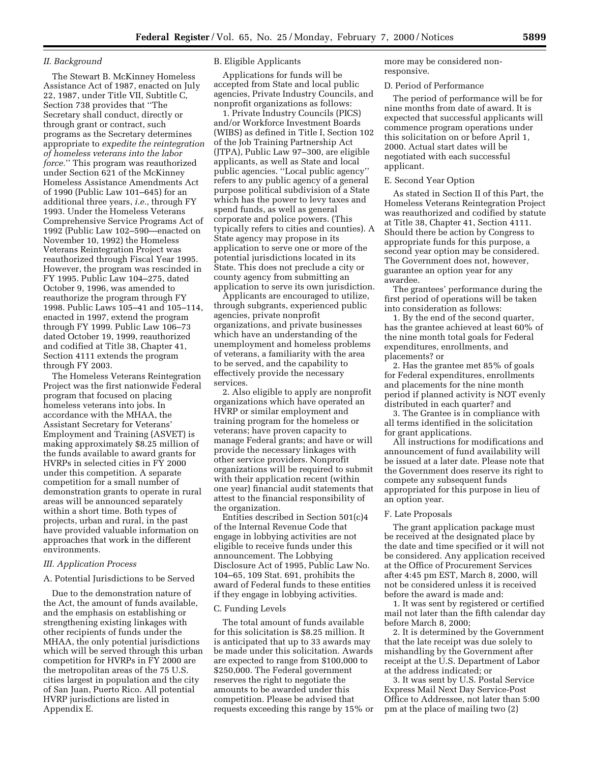*II. Background*

The Stewart B. McKinney Homeless Assistance Act of 1987, enacted on July 22, 1987, under Title VII, Subtitle C, Section 738 provides that ''The Secretary shall conduct, directly or through grant or contract, such programs as the Secretary determines appropriate to *expedite the reintegration of homeless veterans into the labor force.*'' This program was reauthorized under Section 621 of the McKinney Homeless Assistance Amendments Act of 1990 (Public Law 101–645) for an additional three years, *i.e.,* through FY 1993. Under the Homeless Veterans Comprehensive Service Programs Act of 1992 (Public Law 102–590—enacted on November 10, 1992) the Homeless Veterans Reintegration Project was reauthorized through Fiscal Year 1995. However, the program was rescinded in FY 1995. Public Law 104–275, dated October 9, 1996, was amended to reauthorize the program through FY 1998. Public Laws 105–41 and 105–114, enacted in 1997, extend the program through FY 1999. Public Law 106–73 dated October 19, 1999, reauthorized and codified at Title 38, Chapter 41, Section 4111 extends the program through FY 2003.

The Homeless Veterans Reintegration Project was the first nationwide Federal program that focused on placing homeless veterans into jobs. In accordance with the MHAA, the Assistant Secretary for Veterans' Employment and Training (ASVET) is making approximately $8.25 million of the funds available to award grants for HVRPs in selected cities in FY 2000 under this competition. A separate competition for a small number of demonstration grants to operate in rural areas will be announced separately within a short time. Both types of projects, urban and rural, in the past have provided valuable information on approaches that work in the different environments.

*III. Application Process*

A. Potential Jurisdictions to be Served

Due to the demonstration nature of the Act, the amount of funds available, and the emphasis on establishing or strengthening existing linkages with other recipients of funds under the MHAA, the only potential jurisdictions which will be served through this urban competition for HVRPs in FY 2000 are the metropolitan areas of the 75 U.S. cities largest in population and the city of San Juan, Puerto Rico. All potential HVRP jurisdictions are listed in Appendix E.

B. Eligible Applicants

Applications for funds will be accepted from State and local public agencies, Private Industry Councils, and nonprofit organizations as follows:

1. Private Industry Councils (PICS) and/or Workforce Investment Boards (WIBS) as defined in Title I, Section 102 of the Job Training Partnership Act (JTPA), Public Law 97–300, are eligible applicants, as well as State and local public agencies. ''Local public agency'' refers to any public agency of a general purpose political subdivision of a State which has the power to levy taxes and spend funds, as well as general corporate and police powers. (This typically refers to cities and counties). A State agency may propose in its application to serve one or more of the potential jurisdictions located in its State. This does not preclude a city or county agency from submitting an application to serve its own jurisdiction.

Applicants are encouraged to utilize, through subgrants, experienced public agencies, private nonprofit organizations, and private businesses which have an understanding of the unemployment and homeless problems of veterans, a familiarity with the area to be served, and the capability to effectively provide the necessary services.

2. Also eligible to apply are nonprofit organizations which have operated an HVRP or similar employment and training program for the homeless or veterans; have proven capacity to manage Federal grants; and have or will provide the necessary linkages with other service providers. Nonprofit organizations will be required to submit with their application recent (within one year) financial audit statements that attest to the financial responsibility of the organization.

Entities described in Section 501(c)4 of the Internal Revenue Code that engage in lobbying activities are not eligible to receive funds under this announcement. The Lobbying Disclosure Act of 1995, Public Law No. 104–65, 109 Stat. 691, prohibits the award of Federal funds to these entities if they engage in lobbying activities.

C. Funding Levels

The total amount of funds available for this solicitation is $8.25 million. It is anticipated that up to 33 awards may be made under this solicitation. Awards are expected to range from $100,000 to $250,000. The Federal government reserves the right to negotiate the amounts to be awarded under this competition. Please be advised that requests exceeding this range by 15% or more may be considered non-responsive.

D. Period of Performance

The period of performance will be for nine months from date of award. It is expected that successful applicants will commence program operations under this solicitation on or before April 1, 2000. Actual start dates will be negotiated with each successful applicant.

E. Second Year Option

As stated in Section II of this Part, the Homeless Veterans Reintegration Project was reauthorized and codified by statute at Title 38, Chapter 41, Section 4111. Should there be action by Congress to appropriate funds for this purpose, a second year option may be considered. The Government does not, however, guarantee an option year for any awardee.

The grantees' performance during the first period of operations will be taken into consideration as follows:

1. By the end of the second quarter, has the grantee achieved at least 60% of the nine month total goals for Federal expenditures, enrollments, and placements? or

2. Has the grantee met 85% of goals for Federal expenditures, enrollments and placements for the nine month period if planned activity is NOT evenly distributed in each quarter? and

3. The Grantee is in compliance with all terms identified in the solicitation for grant applications.

All instructions for modifications and announcement of fund availability will be issued at a later date. Please note that the Government does reserve its right to compete any subsequent funds appropriated for this purpose in lieu of an option year.

F. Late Proposals

The grant application package must be received at the designated place by the date and time specified or it will not be considered. Any application received at the Office of Procurement Services after 4:45 pm EST, March 8, 2000, will not be considered unless it is received before the award is made and:

1. It was sent by registered or certified mail not later than the fifth calendar day before March 8, 2000;

2. It is determined by the Government that the late receipt was due solely to mishandling by the Government after receipt at the U.S. Department of Labor at the address indicated; or

3. It was sent by U.S. Postal Service Express Mail Next Day Service-Post Office to Addressee, not later than 5:00 pm at the place of mailing two (2)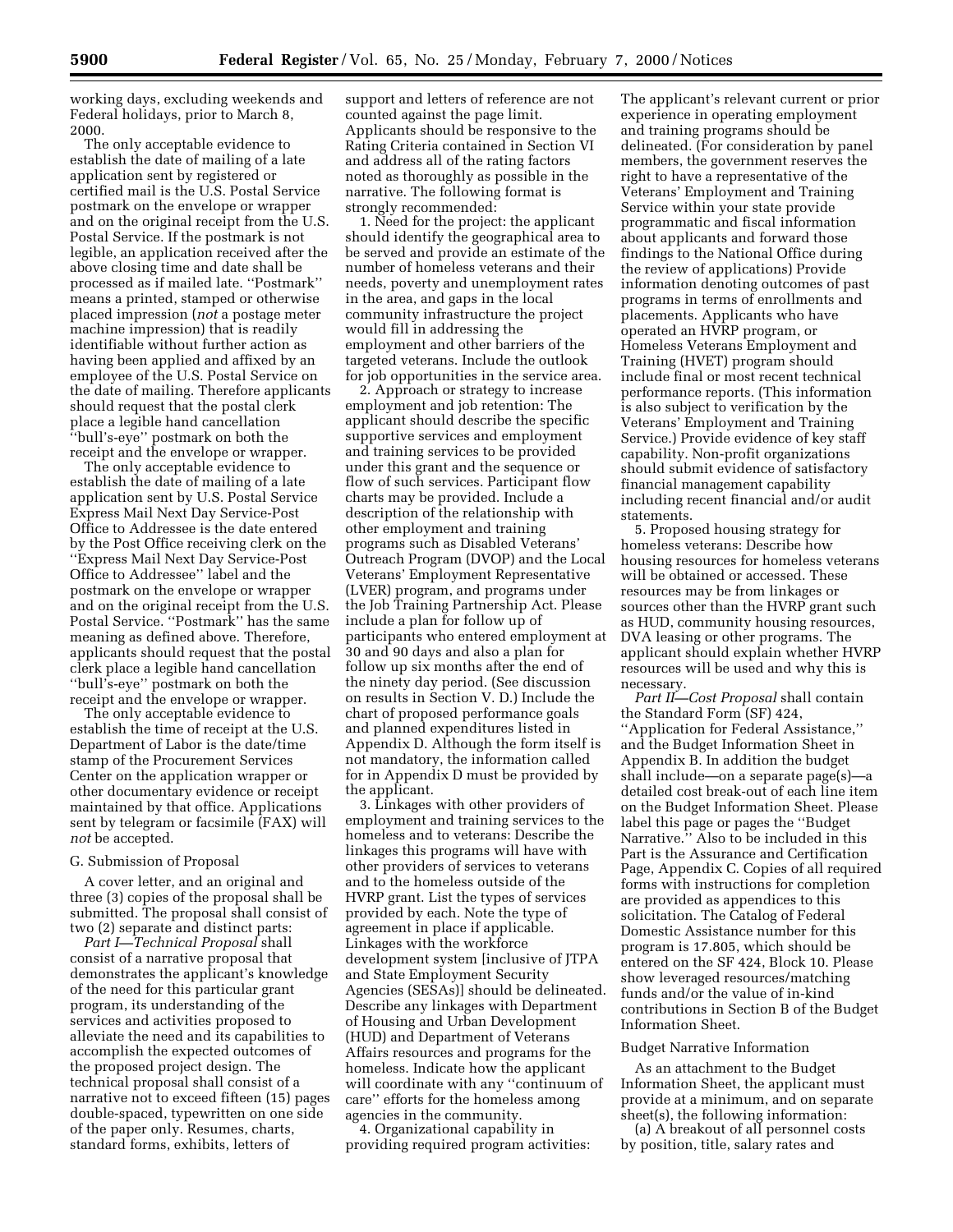working days, excluding weekends and Federal holidays, prior to March 8, 2000.

The only acceptable evidence to establish the date of mailing of a late application sent by registered or certified mail is the U.S. Postal Service postmark on the envelope or wrapper and on the original receipt from the U.S. Postal Service. If the postmark is not legible, an application received after the above closing time and date shall be processed as if mailed late. ''Postmark'' means a printed, stamped or otherwise placed impression (*not* a postage meter machine impression) that is readily identifiable without further action as having been applied and affixed by an employee of the U.S. Postal Service on the date of mailing. Therefore applicants should request that the postal clerk place a legible hand cancellation ''bull's-eye'' postmark on both the receipt and the envelope or wrapper.

The only acceptable evidence to establish the date of mailing of a late application sent by U.S. Postal Service Express Mail Next Day Service-Post Office to Addressee is the date entered by the Post Office receiving clerk on the ''Express Mail Next Day Service-Post Office to Addressee'' label and the postmark on the envelope or wrapper and on the original receipt from the U.S. Postal Service. ''Postmark'' has the same meaning as defined above. Therefore, applicants should request that the postal clerk place a legible hand cancellation ''bull's-eye'' postmark on both the receipt and the envelope or wrapper.

The only acceptable evidence to establish the time of receipt at the U.S. Department of Labor is the date/time stamp of the Procurement Services Center on the application wrapper or other documentary evidence or receipt maintained by that office. Applications sent by telegram or facsimile (FAX) will *not* be accepted.

G. Submission of Proposal

A cover letter, and an original and three (3) copies of the proposal shall be submitted. The proposal shall consist of two (2) separate and distinct parts:

*Part I—Technical Proposal* shall consist of a narrative proposal that demonstrates the applicant's knowledge of the need for this particular grant program, its understanding of the services and activities proposed to alleviate the need and its capabilities to accomplish the expected outcomes of the proposed project design. The technical proposal shall consist of a narrative not to exceed fifteen (15) pages double-spaced, typewritten on one side of the paper only. Resumes, charts, standard forms, exhibits, letters of support and letters of reference are not counted against the page limit. Applicants should be responsive to the Rating Criteria contained in Section VI and address all of the rating factors noted as thoroughly as possible in the narrative. The following format is strongly recommended:

1. Need for the project: the applicant should identify the geographical area to be served and provide an estimate of the number of homeless veterans and their needs, poverty and unemployment rates in the area, and gaps in the local community infrastructure the project would fill in addressing the employment and other barriers of the targeted veterans. Include the outlook for job opportunities in the service area.

2. Approach or strategy to increase employment and job retention: The applicant should describe the specific supportive services and employment and training services to be provided under this grant and the sequence or flow of such services. Participant flow charts may be provided. Include a description of the relationship with other employment and training programs such as Disabled Veterans' Outreach Program (DVOP) and the Local Veterans' Employment Representative (LVER) program, and programs under the Job Training Partnership Act. Please include a plan for follow up of participants who entered employment at 30 and 90 days and also a plan for follow up six months after the end of the ninety day period. (See discussion on results in Section V. D.) Include the chart of proposed performance goals and planned expenditures listed in Appendix D. Although the form itself is not mandatory, the information called for in Appendix D must be provided by the applicant.

3. Linkages with other providers of employment and training services to the homeless and to veterans: Describe the linkages this programs will have with other providers of services to veterans and to the homeless outside of the HVRP grant. List the types of services provided by each. Note the type of agreement in place if applicable. Linkages with the workforce development system [inclusive of JTPA and State Employment Security Agencies (SESAs)] should be delineated. Describe any linkages with Department of Housing and Urban Development (HUD) and Department of Veterans Affairs resources and programs for the homeless. Indicate how the applicant will coordinate with any ''continuum of care'' efforts for the homeless among agencies in the community.

4. Organizational capability in providing required program activities: The applicant's relevant current or prior experience in operating employment and training programs should be delineated. (For consideration by panel members, the government reserves the right to have a representative of the Veterans' Employment and Training Service within your state provide programmatic and fiscal information about applicants and forward those findings to the National Office during the review of applications) Provide information denoting outcomes of past programs in terms of enrollments and placements. Applicants who have operated an HVRP program, or Homeless Veterans Employment and Training (HVET) program should include final or most recent technical performance reports. (This information is also subject to verification by the Veterans' Employment and Training Service.) Provide evidence of key staff capability. Non-profit organizations should submit evidence of satisfactory financial management capability including recent financial and/or audit statements.

5. Proposed housing strategy for homeless veterans: Describe how housing resources for homeless veterans will be obtained or accessed. These resources may be from linkages or sources other than the HVRP grant such as HUD, community housing resources, DVA leasing or other programs. The applicant should explain whether HVRP resources will be used and why this is necessary.

*Part II—Cost Proposal* shall contain the Standard Form (SF) 424, ''Application for Federal Assistance,'' and the Budget Information Sheet in Appendix B. In addition the budget shall include—on a separate page(s)—a detailed cost break-out of each line item on the Budget Information Sheet. Please label this page or pages the ''Budget Narrative.'' Also to be included in this Part is the Assurance and Certification Page, Appendix C. Copies of all required forms with instructions for completion are provided as appendices to this solicitation. The Catalog of Federal Domestic Assistance number for this program is 17.805, which should be entered on the SF 424, Block 10. Please show leveraged resources/matching funds and/or the value of in-kind contributions in Section B of the Budget Information Sheet.

Budget Narrative Information

As an attachment to the Budget Information Sheet, the applicant must provide at a minimum, and on separate sheet(s), the following information:

(a) A breakout of all personnel costs by position, title, salary rates and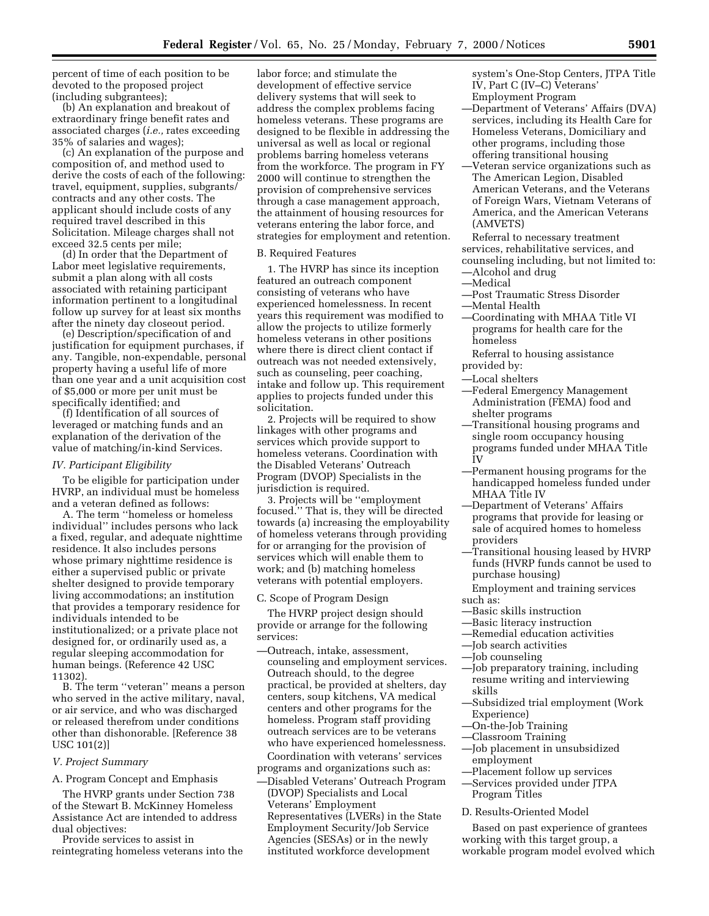percent of time of each position to be devoted to the proposed project (including subgrantees);

(b) An explanation and breakout of extraordinary fringe benefit rates and associated charges (*i.e.,* rates exceeding 35% of salaries and wages);

(c) An explanation of the purpose and composition of, and method used to derive the costs of each of the following: travel, equipment, supplies, subgrants/contracts and any other costs. The applicant should include costs of any required travel described in this Solicitation. Mileage charges shall not exceed 32.5 cents per mile;

(d) In order that the Department of Labor meet legislative requirements, submit a plan along with all costs associated with retaining participant information pertinent to a longitudinal follow up survey for at least six months after the ninety day closeout period.

(e) Description/specification of and justification for equipment purchases, if any. Tangible, non-expendable, personal property having a useful life of more than one year and a unit acquisition cost of $5,000 or more per unit must be specifically identified; and

(f) Identification of all sources of leveraged or matching funds and an explanation of the derivation of the value of matching/in-kind Services.

### *IV. Participant Eligibility*

To be eligible for participation under HVRP, an individual must be homeless and a veteran defined as follows:

A. The term ''homeless or homeless individual'' includes persons who lack a fixed, regular, and adequate nighttime residence. It also includes persons whose primary nighttime residence is either a supervised public or private shelter designed to provide temporary living accommodations; an institution that provides a temporary residence for individuals intended to be institutionalized; or a private place not designed for, or ordinarily used as, a regular sleeping accommodation for human beings. (Reference 42 USC 11302).

B. The term ''veteran'' means a person who served in the active military, naval, or air service, and who was discharged or released therefrom under conditions other than dishonorable. [Reference 38 USC 101(2)]

### *V. Project Summary*

A. Program Concept and Emphasis

The HVRP grants under Section 738 of the Stewart B. McKinney Homeless Assistance Act are intended to address dual objectives:

Provide services to assist in reintegrating homeless veterans into the labor force; and stimulate the development of effective service delivery systems that will seek to address the complex problems facing homeless veterans. These programs are designed to be flexible in addressing the universal as well as local or regional problems barring homeless veterans from the workforce. The program in FY 2000 will continue to strengthen the provision of comprehensive services through a case management approach, the attainment of housing resources for veterans entering the labor force, and strategies for employment and retention.

B. Required Features

1. The HVRP has since its inception featured an outreach component consisting of veterans who have experienced homelessness. In recent years this requirement was modified to allow the projects to utilize formerly homeless veterans in other positions where there is direct client contact if outreach was not needed extensively, such as counseling, peer coaching, intake and follow up. This requirement applies to projects funded under this solicitation.

2. Projects will be required to show linkages with other programs and services which provide support to homeless veterans. Coordination with the Disabled Veterans' Outreach Program (DVOP) Specialists in the jurisdiction is required.

3. Projects will be ''employment focused.'' That is, they will be directed towards (a) increasing the employability of homeless veterans through providing for or arranging for the provision of services which will enable them to work; and (b) matching homeless veterans with potential employers.

C. Scope of Program Design

The HVRP project design should provide or arrange for the following services:

—Outreach, intake, assessment, counseling and employment services. Outreach should, to the degree practical, be provided at shelters, day centers, soup kitchens, VA medical centers and other programs for the homeless. Program staff providing outreach services are to be veterans who have experienced homelessness.

Coordination with veterans' services programs and organizations such as:

—Disabled Veterans' Outreach Program (DVOP) Specialists and Local Veterans' Employment Representatives (LVERs) in the State Employment Security/Job Service Agencies (SESAs) or in the newly instituted workforce development system's One-Stop Centers, JTPA Title IV, Part C (IV–C) Veterans' Employment Program
—Department of Veterans' Affairs (DVA) services, including its Health Care for Homeless Veterans, Domiciliary and other programs, including those offering transitional housing
—Veteran service organizations such as The American Legion, Disabled American Veterans, and the Veterans of Foreign Wars, Vietnam Veterans of America, and the American Veterans (AMVETS)

Referral to necessary treatment services, rehabilitative services, and counseling including, but not limited to:

—Alcohol and drug
—Medical
—Post Traumatic Stress Disorder
—Mental Health
—Coordinating with MHAA Title VI programs for health care for the homeless

Referral to housing assistance provided by:

—Local shelters
—Federal Emergency Management Administration (FEMA) food and shelter programs
—Transitional housing programs and single room occupancy housing programs funded under MHAA Title IV
—Permanent housing programs for the handicapped homeless funded under MHAA Title IV
—Department of Veterans' Affairs programs that provide for leasing or sale of acquired homes to homeless providers
—Transitional housing leased by HVRP funds (HVRP funds cannot be used to purchase housing)

Employment and training services such as:

—Basic skills instruction
—Basic literacy instruction
—Remedial education activities
—Job search activities
—Job counseling
—Job preparatory training, including resume writing and interviewing skills
—Subsidized trial employment (Work Experience)
—On-the-Job Training
—Classroom Training
—Job placement in unsubsidized employment
—Placement follow up services
—Services provided under JTPA Program Titles

D. Results-Oriented Model

Based on past experience of grantees working with this target group, a workable program model evolved which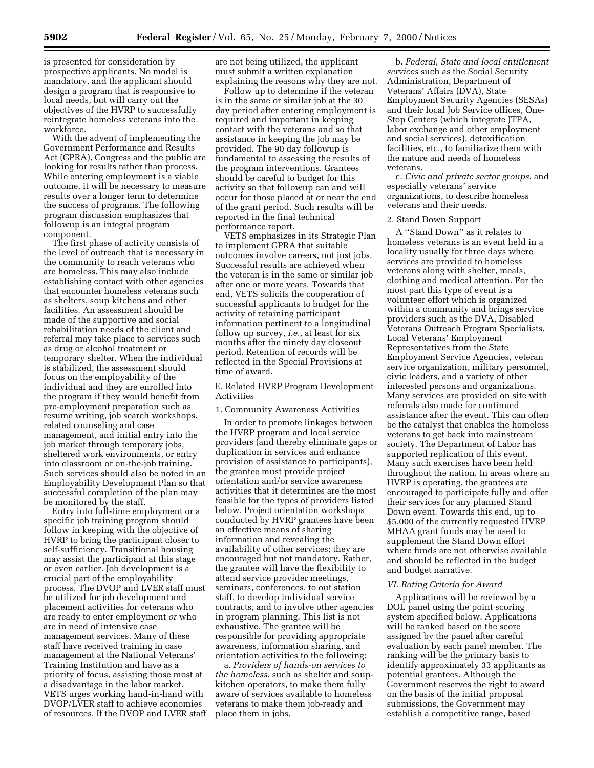is presented for consideration by prospective applicants. No model is mandatory, and the applicant should design a program that is responsive to local needs, but will carry out the objectives of the HVRP to successfully reintegrate homeless veterans into the workforce.

With the advent of implementing the Government Performance and Results Act (GPRA), Congress and the public are looking for results rather than process. While entering employment is a viable outcome, it will be necessary to measure results over a longer term to determine the success of programs. The following program discussion emphasizes that followup is an integral program component.

The first phase of activity consists of the level of outreach that is necessary in the community to reach veterans who are homeless. This may also include establishing contact with other agencies that encounter homeless veterans such as shelters, soup kitchens and other facilities. An assessment should be made of the supportive and social rehabilitation needs of the client and referral may take place to services such as drug or alcohol treatment or temporary shelter. When the individual is stabilized, the assessment should focus on the employability of the individual and they are enrolled into the program if they would benefit from pre-employment preparation such as resume writing, job search workshops, related counseling and case management, and initial entry into the job market through temporary jobs, sheltered work environments, or entry into classroom or on-the-job training. Such services should also be noted in an Employability Development Plan so that successful completion of the plan may be monitored by the staff.

Entry into full-time employment or a specific job training program should follow in keeping with the objective of HVRP to bring the participant closer to self-sufficiency. Transitional housing may assist the participant at this stage or even earlier. Job development is a crucial part of the employability process. The DVOP and LVER staff must be utilized for job development and placement activities for veterans who are ready to enter employment *or* who are in need of intensive case management services. Many of these staff have received training in case management at the National Veterans' Training Institution and have as a priority of focus, assisting those most at a disadvantage in the labor market. VETS urges working hand-in-hand with DVOP/LVER staff to achieve economies of resources. If the DVOP and LVER staff are not being utilized, the applicant must submit a written explanation explaining the reasons why they are not.

Follow up to determine if the veteran is in the same or similar job at the 30 day period after entering employment is required and important in keeping contact with the veterans and so that assistance in keeping the job may be provided. The 90 day followup is fundamental to assessing the results of the program interventions. Grantees should be careful to budget for this activity so that followup can and will occur for those placed at or near the end of the grant period. Such results will be reported in the final technical performance report.

VETS emphasizes in its Strategic Plan to implement GPRA that suitable outcomes involve careers, not just jobs. Successful results are achieved when the veteran is in the same or similar job after one or more years. Towards that end, VETS solicits the cooperation of successful applicants to budget for the activity of retaining participant information pertinent to a longitudinal follow up survey, *i.e.,* at least for six months after the ninety day closeout period. Retention of records will be reflected in the Special Provisions at time of award.

### E. Related HVRP Program Development Activities

#### 1. Community Awareness Activities

In order to promote linkages between the HVRP program and local service providers (and thereby eliminate gaps or duplication in services and enhance provision of assistance to participants), the grantee must provide project orientation and/or service awareness activities that it determines are the most feasible for the types of providers listed below. Project orientation workshops conducted by HVRP grantees have been an effective means of sharing information and revealing the availability of other services; they are encouraged but not mandatory. Rather, the grantee will have the flexibility to attend service provider meetings, seminars, conferences, to out station staff, to develop individual service contracts, and to involve other agencies in program planning. This list is not exhaustive. The grantee will be responsible for providing appropriate awareness, information sharing, and orientation activities to the following:

a. *Providers of hands-on services to the homeless*, such as shelter and soup-kitchen operators, to make them fully aware of services available to homeless veterans to make them job-ready and place them in jobs.

b. *Federal, State and local entitlement services* such as the Social Security Administration, Department of Veterans' Affairs (DVA), State Employment Security Agencies (SESAs) and their local Job Service offices, One-Stop Centers (which integrate JTPA, labor exchange and other employment and social services), detoxification facilities, etc., to familiarize them with the nature and needs of homeless veterans.

c. *Civic and private sector groups*, and especially veterans' service organizations, to describe homeless veterans and their needs.

#### 2. Stand Down Support

A ''Stand Down'' as it relates to homeless veterans is an event held in a locality usually for three days where services are provided to homeless veterans along with shelter, meals, clothing and medical attention. For the most part this type of event is a volunteer effort which is organized within a community and brings service providers such as the DVA, Disabled Veterans Outreach Program Specialists, Local Veterans' Employment Representatives from the State Employment Service Agencies, veteran service organization, military personnel, civic leaders, and a variety of other interested persons and organizations. Many services are provided on site with referrals also made for continued assistance after the event. This can often be the catalyst that enables the homeless veterans to get back into mainstream society. The Department of Labor has supported replication of this event. Many such exercises have been held throughout the nation. In areas where an HVRP is operating, the grantees are encouraged to participate fully and offer their services for any planned Stand Down event. Towards this end, up to $5,000 of the currently requested HVRP MHAA grant funds may be used to supplement the Stand Down effort where funds are not otherwise available and should be reflected in the budget and budget narrative.

## *VI. Rating Criteria for Award*

Applications will be reviewed by a DOL panel using the point scoring system specified below. Applications will be ranked based on the score assigned by the panel after careful evaluation by each panel member. The ranking will be the primary basis to identify approximately 33 applicants as potential grantees. Although the Government reserves the right to award on the basis of the initial proposal submissions, the Government may establish a competitive range, based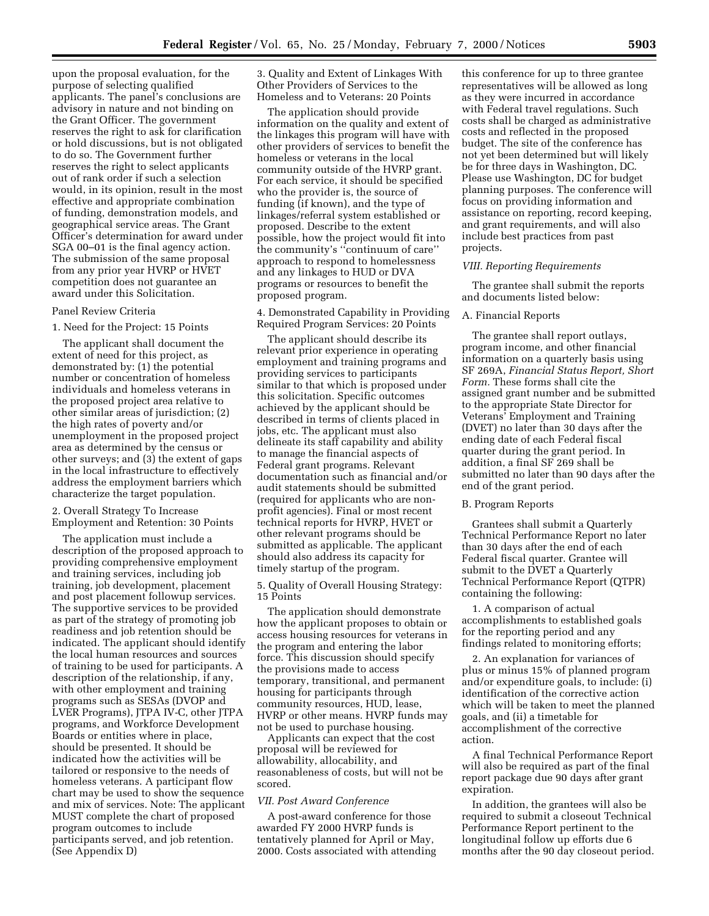upon the proposal evaluation, for the purpose of selecting qualified applicants. The panel's conclusions are advisory in nature and not binding on the Grant Officer. The government reserves the right to ask for clarification or hold discussions, but is not obligated to do so. The Government further reserves the right to select applicants out of rank order if such a selection would, in its opinion, result in the most effective and appropriate combination of funding, demonstration models, and geographical service areas. The Grant Officer's determination for award under SGA 00–01 is the final agency action. The submission of the same proposal from any prior year HVRP or HVET competition does not guarantee an award under this Solicitation.

Panel Review Criteria

1. Need for the Project: 15 Points

The applicant shall document the extent of need for this project, as demonstrated by: (1) the potential number or concentration of homeless individuals and homeless veterans in the proposed project area relative to other similar areas of jurisdiction; (2) the high rates of poverty and/or unemployment in the proposed project area as determined by the census or other surveys; and (3) the extent of gaps in the local infrastructure to effectively address the employment barriers which characterize the target population.

2. Overall Strategy To Increase Employment and Retention: 30 Points

The application must include a description of the proposed approach to providing comprehensive employment and training services, including job training, job development, placement and post placement followup services. The supportive services to be provided as part of the strategy of promoting job readiness and job retention should be indicated. The applicant should identify the local human resources and sources of training to be used for participants. A description of the relationship, if any, with other employment and training programs such as SESAs (DVOP and LVER Programs), JTPA IV-C, other JTPA programs, and Workforce Development Boards or entities where in place, should be presented. It should be indicated how the activities will be tailored or responsive to the needs of homeless veterans. A participant flow chart may be used to show the sequence and mix of services. Note: The applicant MUST complete the chart of proposed program outcomes to include participants served, and job retention. (See Appendix D)

3. Quality and Extent of Linkages With Other Providers of Services to the Homeless and to Veterans: 20 Points

The application should provide information on the quality and extent of the linkages this program will have with other providers of services to benefit the homeless or veterans in the local community outside of the HVRP grant. For each service, it should be specified who the provider is, the source of funding (if known), and the type of linkages/referral system established or proposed. Describe to the extent possible, how the project would fit into the community's "continuum of care" approach to respond to homelessness and any linkages to HUD or DVA programs or resources to benefit the proposed program.

4. Demonstrated Capability in Providing Required Program Services: 20 Points

The applicant should describe its relevant prior experience in operating employment and training programs and providing services to participants similar to that which is proposed under this solicitation. Specific outcomes achieved by the applicant should be described in terms of clients placed in jobs, etc. The applicant must also delineate its staff capability and ability to manage the financial aspects of Federal grant programs. Relevant documentation such as financial and/or audit statements should be submitted (required for applicants who are non-profit agencies). Final or most recent technical reports for HVRP, HVET or other relevant programs should be submitted as applicable. The applicant should also address its capacity for timely startup of the program.

5. Quality of Overall Housing Strategy: 15 Points

The application should demonstrate how the applicant proposes to obtain or access housing resources for veterans in the program and entering the labor force. This discussion should specify the provisions made to access temporary, transitional, and permanent housing for participants through community resources, HUD, lease, HVRP or other means. HVRP funds may not be used to purchase housing.

Applicants can expect that the cost proposal will be reviewed for allowability, allocability, and reasonableness of costs, but will not be scored.

*VII. Post Award Conference*

A post-award conference for those awarded FY 2000 HVRP funds is tentatively planned for April or May, 2000. Costs associated with attending this conference for up to three grantee representatives will be allowed as long as they were incurred in accordance with Federal travel regulations. Such costs shall be charged as administrative costs and reflected in the proposed budget. The site of the conference has not yet been determined but will likely be for three days in Washington, DC. Please use Washington, DC for budget planning purposes. The conference will focus on providing information and assistance on reporting, record keeping, and grant requirements, and will also include best practices from past projects.

*VIII. Reporting Requirements*

The grantee shall submit the reports and documents listed below:

A. Financial Reports

The grantee shall report outlays, program income, and other financial information on a quarterly basis using SF 269A, *Financial Status Report, Short Form.* These forms shall cite the assigned grant number and be submitted to the appropriate State Director for Veterans' Employment and Training (DVET) no later than 30 days after the ending date of each Federal fiscal quarter during the grant period. In addition, a final SF 269 shall be submitted no later than 90 days after the end of the grant period.

B. Program Reports

Grantees shall submit a Quarterly Technical Performance Report no later than 30 days after the end of each Federal fiscal quarter. Grantee will submit to the DVET a Quarterly Technical Performance Report (QTPR) containing the following:

1. A comparison of actual accomplishments to established goals for the reporting period and any findings related to monitoring efforts;

2. An explanation for variances of plus or minus 15% of planned program and/or expenditure goals, to include: (i) identification of the corrective action which will be taken to meet the planned goals, and (ii) a timetable for accomplishment of the corrective action.

A final Technical Performance Report will also be required as part of the final report package due 90 days after grant expiration.

In addition, the grantees will also be required to submit a closeout Technical Performance Report pertinent to the longitudinal follow up efforts due 6 months after the 90 day closeout period.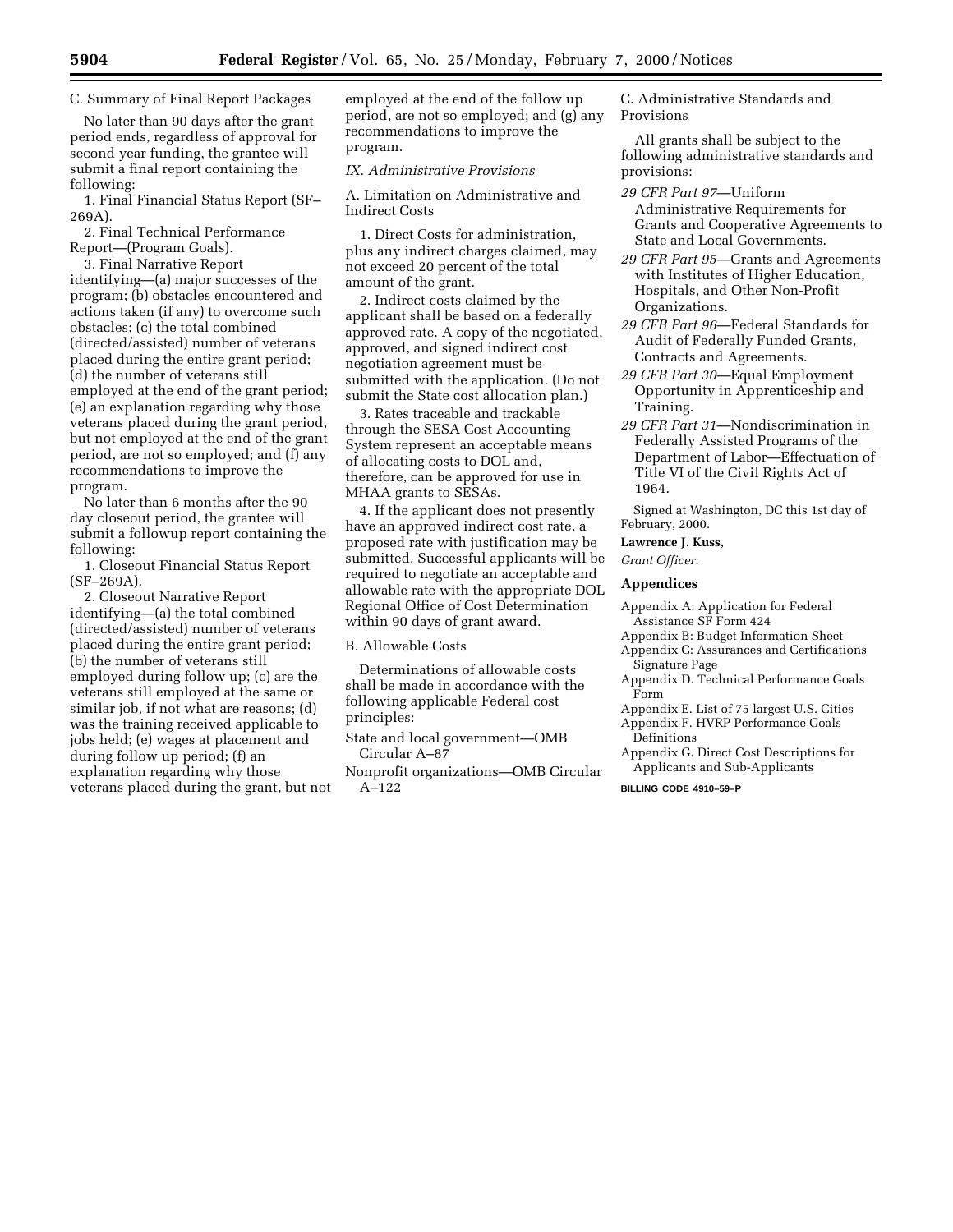C. Summary of Final Report Packages

No later than 90 days after the grant period ends, regardless of approval for second year funding, the grantee will submit a final report containing the following:

1. Final Financial Status Report (SF–269A).

2. Final Technical Performance Report—(Program Goals).

3. Final Narrative Report identifying—(a) major successes of the program; (b) obstacles encountered and actions taken (if any) to overcome such obstacles; (c) the total combined (directed/assisted) number of veterans placed during the entire grant period; (d) the number of veterans still employed at the end of the grant period; (e) an explanation regarding why those veterans placed during the grant period, but not employed at the end of the grant period, are not so employed; and (f) any recommendations to improve the program.

No later than 6 months after the 90 day closeout period, the grantee will submit a followup report containing the following:

1. Closeout Financial Status Report (SF–269A).

2. Closeout Narrative Report identifying—(a) the total combined (directed/assisted) number of veterans placed during the entire grant period; (b) the number of veterans still employed during follow up; (c) are the veterans still employed at the same or similar job, if not what are reasons; (d) was the training received applicable to jobs held; (e) wages at placement and during follow up period; (f) an explanation regarding why those veterans placed during the grant, but not employed at the end of the follow up period, are not so employed; and (g) any recommendations to improve the program.

*IX. Administrative Provisions*

A. Limitation on Administrative and Indirect Costs

1. Direct Costs for administration, plus any indirect charges claimed, may not exceed 20 percent of the total amount of the grant.

2. Indirect costs claimed by the applicant shall be based on a federally approved rate. A copy of the negotiated, approved, and signed indirect cost negotiation agreement must be submitted with the application. (Do not submit the State cost allocation plan.)

3. Rates traceable and trackable through the SESA Cost Accounting System represent an acceptable means of allocating costs to DOL and, therefore, can be approved for use in MHAA grants to SESAs.

4. If the applicant does not presently have an approved indirect cost rate, a proposed rate with justification may be submitted. Successful applicants will be required to negotiate an acceptable and allowable rate with the appropriate DOL Regional Office of Cost Determination within 90 days of grant award.

B. Allowable Costs

Determinations of allowable costs shall be made in accordance with the following applicable Federal cost principles:

State and local government—OMB Circular A–87

Nonprofit organizations—OMB Circular A–122

C. Administrative Standards and Provisions

All grants shall be subject to the following administrative standards and provisions:

*29 CFR Part 97*—Uniform Administrative Requirements for Grants and Cooperative Agreements to State and Local Governments.

*29 CFR Part 95*—Grants and Agreements with Institutes of Higher Education, Hospitals, and Other Non-Profit Organizations.

*29 CFR Part 96*—Federal Standards for Audit of Federally Funded Grants, Contracts and Agreements.

*29 CFR Part 30*—Equal Employment Opportunity in Apprenticeship and Training.

*29 CFR Part 31*—Nondiscrimination in Federally Assisted Programs of the Department of Labor—Effectuation of Title VI of the Civil Rights Act of 1964.

Signed at Washington, DC this 1st day of February, 2000.

**Lawrence J. Kuss,**

*Grant Officer.*

## Appendices

Appendix A: Application for Federal Assistance SF Form 424

Appendix B: Budget Information Sheet

Appendix C: Assurances and Certifications Signature Page

Appendix D. Technical Performance Goals Form

Appendix E. List of 75 largest U.S. Cities

Appendix F. HVRP Performance Goals Definitions

Appendix G. Direct Cost Descriptions for Applicants and Sub-Applicants

BILLING CODE 4910–59–P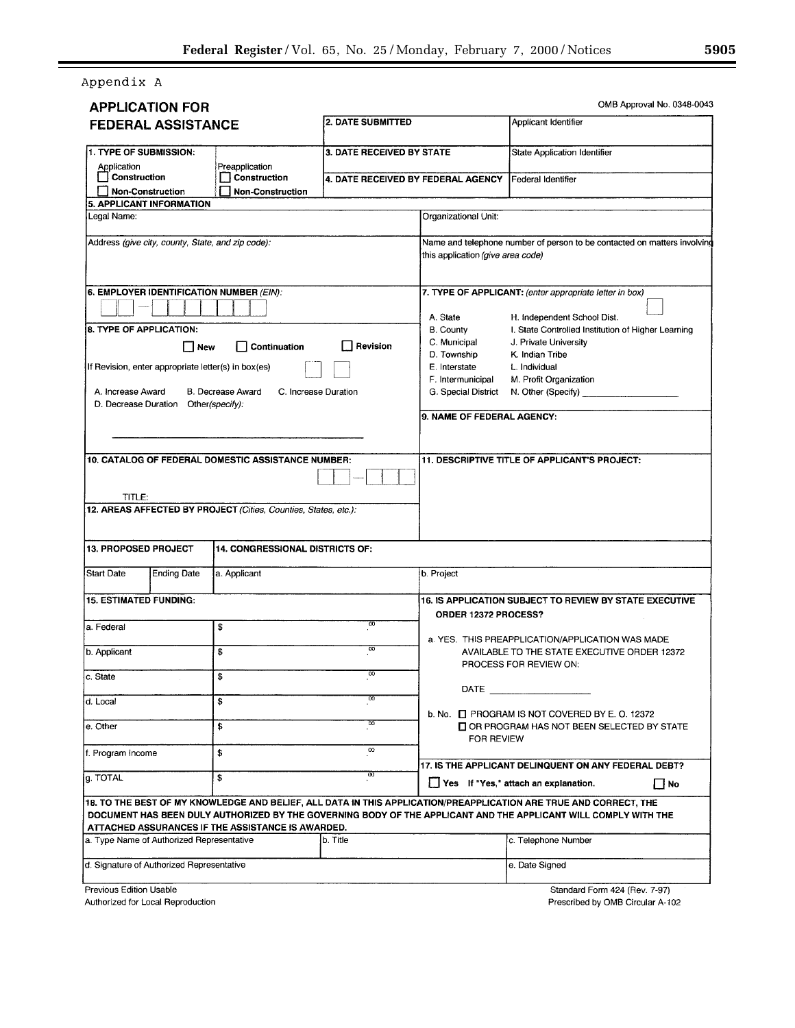Appendix A

# APPLICATION FOR FEDERAL ASSISTANCE

OMB Approval No. 0348-0043

| | | | |
|---|---|---|---|
| | **2. DATE SUBMITTED** | | Applicant Identifier |
| **1. TYPE OF SUBMISSION:** | **3. DATE RECEIVED BY STATE** | | State Application Identifier |
| Application ☐ Construction ☐ Non-Construction / Preapplication ☐ Construction ☐ Non-Construction | **4. DATE RECEIVED BY FEDERAL AGENCY** | | Federal Identifier |

**5. APPLICANT INFORMATION**

| | |
|---|---|
| Legal Name: | Organizational Unit: |
| Address *(give city, county, State, and zip code):* | Name and telephone number of person to be contacted on matters involving this application *(give area code)* |

**6. EMPLOYER IDENTIFICATION NUMBER** *(EIN):*

☐☐–☐☐☐☐☐☐☐

**7. TYPE OF APPLICANT:** *(enter appropriate letter in box)* ☐

| | |
|---|---|
| A. State | H. Independent School Dist. |
| B. County | I. State Controlled Institution of Higher Learning |
| C. Municipal | J. Private University |
| D. Township | K. Indian Tribe |
| E. Interstate | L. Individual |
| F. Intermunicipal | M. Profit Organization |
| G. Special District | N. Other (Specify) ______________ |

**8. TYPE OF APPLICATION:**

☐ New ☐ Continuation ☐ Revision

If Revision, enter appropriate letter(s) in box(es) ☐ ☐

A. Increase Award B. Decrease Award C. Increase Duration D. Decrease Duration Other*(specify)*:

______________________________

**9. NAME OF FEDERAL AGENCY:**

**10. CATALOG OF FEDERAL DOMESTIC ASSISTANCE NUMBER:** ☐☐–☐☐☐

TITLE:

**11. DESCRIPTIVE TITLE OF APPLICANT'S PROJECT:**

**12. AREAS AFFECTED BY PROJECT** *(Cities, Counties, States, etc.):*

| **13. PROPOSED PROJECT** | | **14. CONGRESSIONAL DISTRICTS OF:** | |
|---|---|---|---|
| Start Date | Ending Date | a. Applicant | b. Project |

**15. ESTIMATED FUNDING:**

| | |
|---|---|
| a. Federal | $ .00 |
| b. Applicant | $ .00 |
| c. State | $ .00 |
| d. Local | $ .00 |
| e. Other | $ .00 |
| f. Program Income | $ .00 |
| g. TOTAL | $ .00 |

**16. IS APPLICATION SUBJECT TO REVIEW BY STATE EXECUTIVE ORDER 12372 PROCESS?**

a. YES. THIS PREAPPLICATION/APPLICATION WAS MADE AVAILABLE TO THE STATE EXECUTIVE ORDER 12372 PROCESS FOR REVIEW ON:

DATE ______________

b. No. ☐ PROGRAM IS NOT COVERED BY E. O. 12372
☐ OR PROGRAM HAS NOT BEEN SELECTED BY STATE FOR REVIEW

**17. IS THE APPLICANT DELINQUENT ON ANY FEDERAL DEBT?**

☐ Yes If "Yes," attach an explanation. ☐ No

**18. TO THE BEST OF MY KNOWLEDGE AND BELIEF, ALL DATA IN THIS APPLICATION/PREAPPLICATION ARE TRUE AND CORRECT, THE DOCUMENT HAS BEEN DULY AUTHORIZED BY THE GOVERNING BODY OF THE APPLICANT AND THE APPLICANT WILL COMPLY WITH THE ATTACHED ASSURANCES IF THE ASSISTANCE IS AWARDED.**

| | | |
|---|---|---|
| a. Type Name of Authorized Representative | b. Title | c. Telephone Number |
| d. Signature of Authorized Representative | | e. Date Signed |

Previous Edition Usable
Authorized for Local Reproduction

Standard Form 424 (Rev. 7-97)
Prescribed by OMB Circular A-102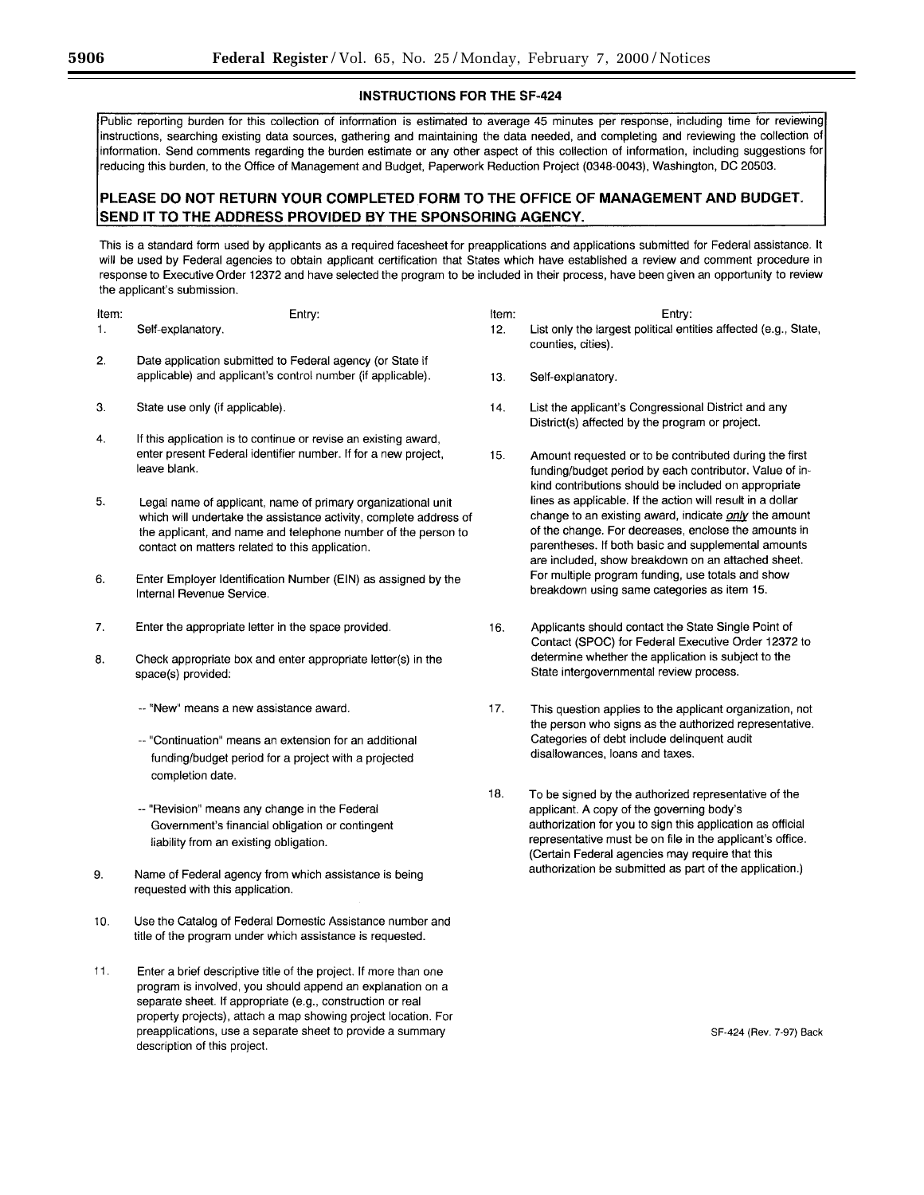## INSTRUCTIONS FOR THE SF-424

Public reporting burden for this collection of information is estimated to average 45 minutes per response, including time for reviewing instructions, searching existing data sources, gathering and maintaining the data needed, and completing and reviewing the collection of information. Send comments regarding the burden estimate or any other aspect of this collection of information, including suggestions for reducing this burden, to the Office of Management and Budget, Paperwork Reduction Project (0348-0043), Washington, DC 20503.

**PLEASE DO NOT RETURN YOUR COMPLETED FORM TO THE OFFICE OF MANAGEMENT AND BUDGET. SEND IT TO THE ADDRESS PROVIDED BY THE SPONSORING AGENCY.**

This is a standard form used by applicants as a required facesheet for preapplications and applications submitted for Federal assistance. It will be used by Federal agencies to obtain applicant certification that States which have established a review and comment procedure in response to Executive Order 12372 and have selected the program to be included in their process, have been given an opportunity to review the applicant's submission.

| Item: | Entry: |
|---|---|
| 1. | Self-explanatory. |
| 2. | Date application submitted to Federal agency (or State if applicable) and applicant's control number (if applicable). |
| 3. | State use only (if applicable). |
| 4. | If this application is to continue or revise an existing award, enter present Federal identifier number. If for a new project, leave blank. |
| 5. | Legal name of applicant, name of primary organizational unit which will undertake the assistance activity, complete address of the applicant, and name and telephone number of the person to contact on matters related to this application. |
| 6. | Enter Employer Identification Number (EIN) as assigned by the Internal Revenue Service. |
| 7. | Enter the appropriate letter in the space provided. |
| 8. | Check appropriate box and enter appropriate letter(s) in the space(s) provided:<br>-- "New" means a new assistance award.<br>-- "Continuation" means an extension for an additional funding/budget period for a project with a projected completion date.<br>-- "Revision" means any change in the Federal Government's financial obligation or contingent liability from an existing obligation. |
| 9. | Name of Federal agency from which assistance is being requested with this application. |
| 10. | Use the Catalog of Federal Domestic Assistance number and title of the program under which assistance is requested. |
| 11. | Enter a brief descriptive title of the project. If more than one program is involved, you should append an explanation on a separate sheet. If appropriate (e.g., construction or real property projects), attach a map showing project location. For preapplications, use a separate sheet to provide a summary description of this project. |
| 12. | List only the largest political entities affected (e.g., State, counties, cities). |
| 13. | Self-explanatory. |
| 14. | List the applicant's Congressional District and any District(s) affected by the program or project. |
| 15. | Amount requested or to be contributed during the first funding/budget period by each contributor. Value of in-kind contributions should be included on appropriate lines as applicable. If the action will result in a dollar change to an existing award, indicate *only* the amount of the change. For decreases, enclose the amounts in parentheses. If both basic and supplemental amounts are included, show breakdown on an attached sheet. For multiple program funding, use totals and show breakdown using same categories as item 15. |
| 16. | Applicants should contact the State Single Point of Contact (SPOC) for Federal Executive Order 12372 to determine whether the application is subject to the State intergovernmental review process. |
| 17. | This question applies to the applicant organization, not the person who signs as the authorized representative. Categories of debt include delinquent audit disallowances, loans and taxes. |
| 18. | To be signed by the authorized representative of the applicant. A copy of the governing body's authorization for you to sign this application as official representative must be on file in the applicant's office. (Certain Federal agencies may require that this authorization be submitted as part of the application.) |

SF-424 (Rev. 7-97) Back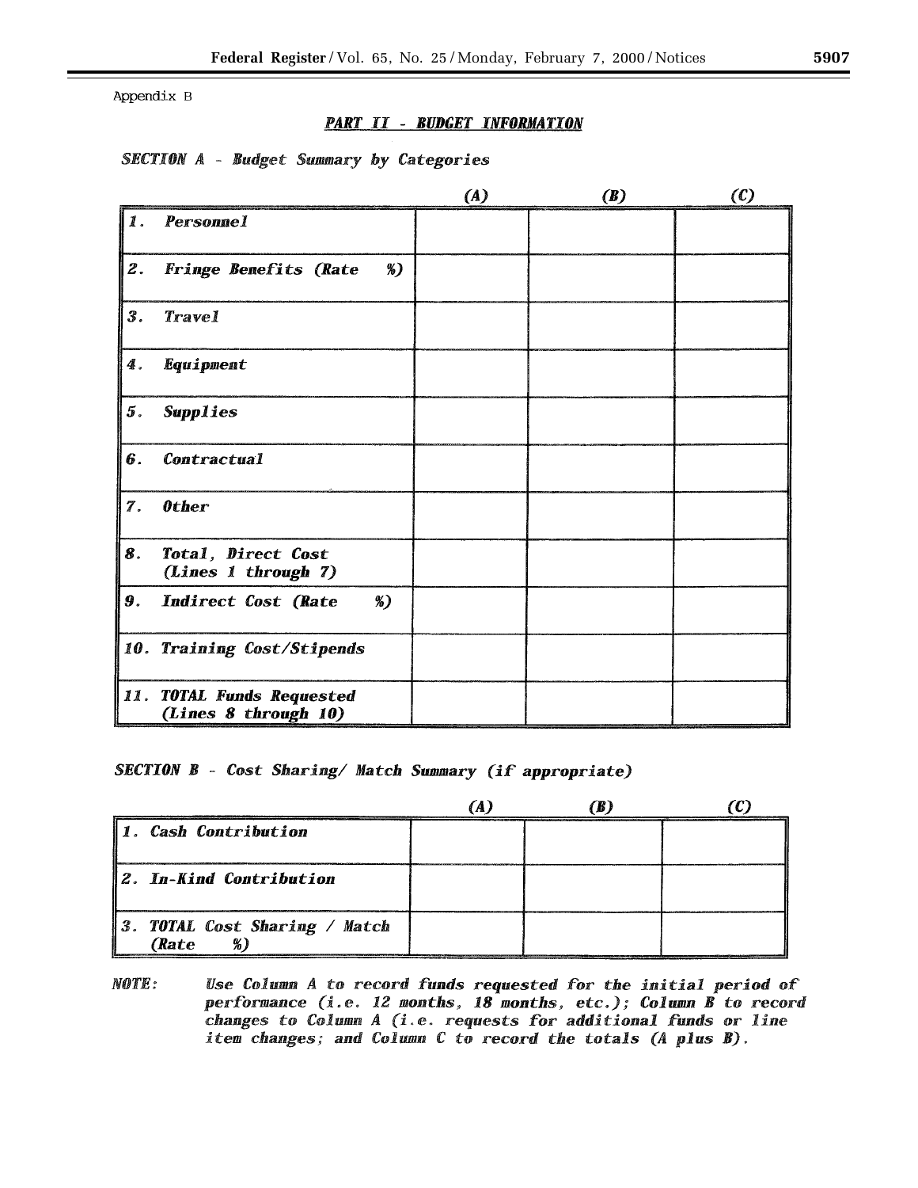Appendix B

## *PART II - BUDGET INFORMATION*

### *SECTION A - Budget Summary by Categories*

| | (A) | (B) | (C) |
|---|---|---|---|
| 1. Personnel | | | |
| 2. Fringe Benefits (Rate %) | | | |
| 3. Travel | | | |
| 4. Equipment | | | |
| 5. Supplies | | | |
| 6. Contractual | | | |
| 7. Other | | | |
| 8. Total, Direct Cost (Lines 1 through 7) | | | |
| 9. Indirect Cost (Rate %) | | | |
| 10. Training Cost/Stipends | | | |
| 11. TOTAL Funds Requested (Lines 8 through 10) | | | |

### *SECTION B - Cost Sharing/ Match Summary (if appropriate)*

| | (A) | (B) | (C) |
|---|---|---|---|
| 1. Cash Contribution | | | |
| 2. In-Kind Contribution | | | |
| 3. TOTAL Cost Sharing / Match (Rate %) | | | |

***NOTE:*** *Use Column A to record funds requested for the initial period of performance (i.e. 12 months, 18 months, etc.); Column B to record changes to Column A (i.e. requests for additional funds or line item changes; and Column C to record the totals (A plus B).*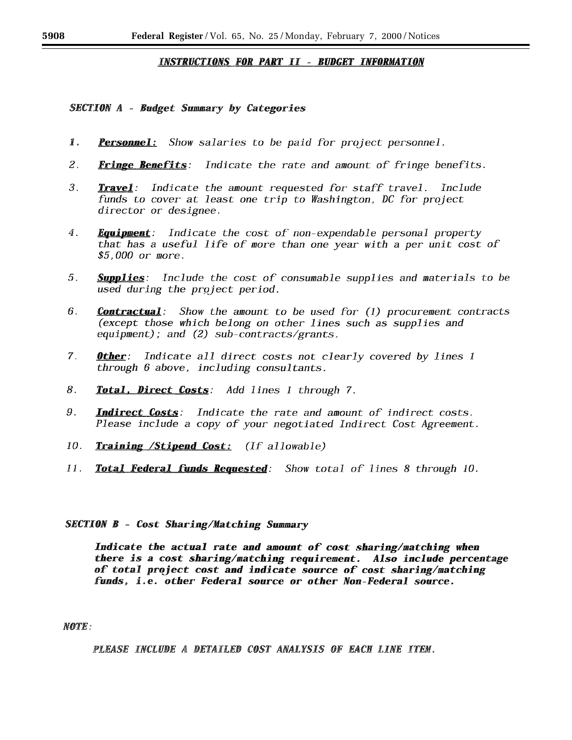## *INSTRUCTIONS FOR PART II - BUDGET INFORMATION*

### *SECTION A - Budget Summary by Categories*

1. ***Personnel:*** *Show salaries to be paid for project personnel.*

2. ***Fringe Benefits****: Indicate the rate and amount of fringe benefits.*

3. ***Travel****: Indicate the amount requested for staff travel. Include funds to cover at least one trip to Washington, DC for project director or designee.*

4. ***Equipment****: Indicate the cost of non-expendable personal property that has a useful life of more than one year with a per unit cost of $5,000 or more.*

5. ***Supplies****: Include the cost of consumable supplies and materials to be used during the project period.*

6. ***Contractual****: Show the amount to be used for (1) procurement contracts (except those which belong on other lines such as supplies and equipment); and (2) sub-contracts/grants.*

7. ***Other****: Indicate all direct costs not clearly covered by lines 1 through 6 above, including consultants.*

8. ***Total, Direct Costs****: Add lines 1 through 7.*

9. ***Indirect Costs****: Indicate the rate and amount of indirect costs. Please include a copy of your negotiated Indirect Cost Agreement.*

10. ***Training /Stipend Cost:*** *(If allowable)*

11. ***Total Federal funds Requested****: Show total of lines 8 through 10.*

### *SECTION B - Cost Sharing/Matching Summary*

***Indicate the actual rate and amount of cost sharing/matching when there is a cost sharing/matching requirement. Also include percentage of total project cost and indicate source of cost sharing/matching funds, i.e. other Federal source or other Non-Federal source.***

***NOTE:***

*PLEASE INCLUDE A DETAILED COST ANALYSIS OF EACH LINE ITEM.*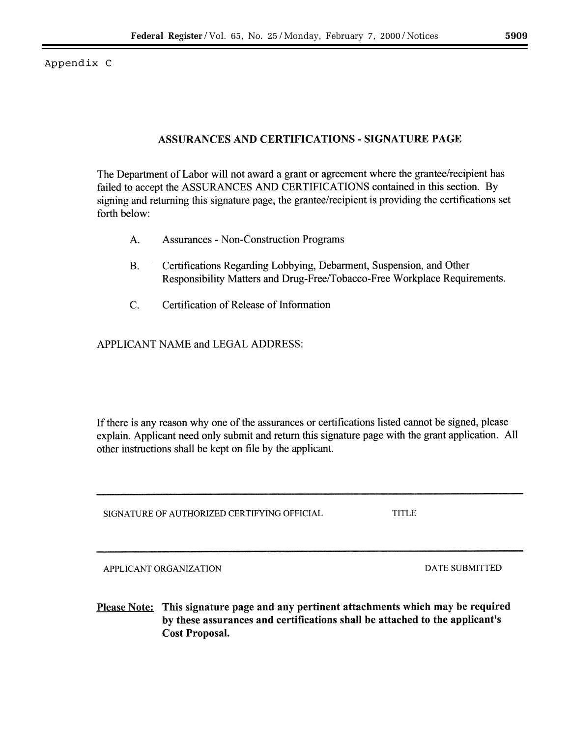Appendix C

## ASSURANCES AND CERTIFICATIONS - SIGNATURE PAGE

The Department of Labor will not award a grant or agreement where the grantee/recipient has failed to accept the ASSURANCES AND CERTIFICATIONS contained in this section. By signing and returning this signature page, the grantee/recipient is providing the certifications set forth below:

A. Assurances - Non-Construction Programs

B. Certifications Regarding Lobbying, Debarment, Suspension, and Other Responsibility Matters and Drug-Free/Tobacco-Free Workplace Requirements.

C. Certification of Release of Information

APPLICANT NAME and LEGAL ADDRESS:

If there is any reason why one of the assurances or certifications listed cannot be signed, please explain. Applicant need only submit and return this signature page with the grant application. All other instructions shall be kept on file by the applicant.

---

SIGNATURE OF AUTHORIZED CERTIFYING OFFICIAL | TITLE

---

APPLICANT ORGANIZATION | DATE SUBMITTED

**<u>Please Note:</u> This signature page and any pertinent attachments which may be required by these assurances and certifications shall be attached to the applicant's Cost Proposal.**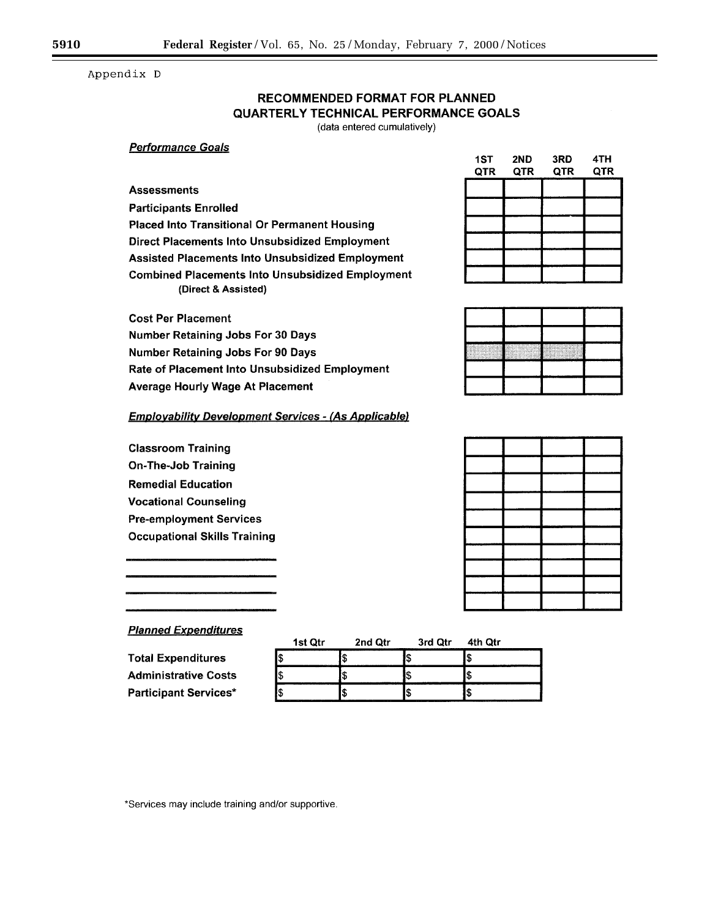Appendix D

## RECOMMENDED FORMAT FOR PLANNED QUARTERLY TECHNICAL PERFORMANCE GOALS

(data entered cumulatively)

### *Performance Goals*

| | 1ST QTR | 2ND QTR | 3RD QTR | 4TH QTR |
|---|---|---|---|---|
| **Assessments** | | | | |
| **Participants Enrolled** | | | | |
| **Placed Into Transitional Or Permanent Housing** | | | | |
| **Direct Placements Into Unsubsidized Employment** | | | | |
| **Assisted Placements Into Unsubsidized Employment** | | | | |
| **Combined Placements Into Unsubsidized Employment (Direct & Assisted)** | | | | |
| **Cost Per Placement** | | | | |
| **Number Retaining Jobs For 30 Days** | | | | |
| **Number Retaining Jobs For 90 Days** | | | | |
| **Rate of Placement Into Unsubsidized Employment** | | | | |
| **Average Hourly Wage At Placement** | | | | |

### *Employability Development Services - (As Applicable)*

| | 1ST QTR | 2ND QTR | 3RD QTR | 4TH QTR |
|---|---|---|---|---|
| **Classroom Training** | | | | |
| **On-The-Job Training** | | | | |
| **Remedial Education** | | | | |
| **Vocational Counseling** | | | | |
| **Pre-employment Services** | | | | |
| **Occupational Skills Training** | | | | |
| ______________________ | | | | |
| ______________________ | | | | |
| ______________________ | | | | |
| ______________________ | | | | |

### *Planned Expenditures*

| | 1st Qtr | 2nd Qtr | 3rd Qtr | 4th Qtr |
|---|---|---|---|---|
| **Total Expenditures** | $ | $ | $ | $ |
| **Administrative Costs** | $ | $ | $ | $ |
| **Participant Services*** | $ | $ | $ | $ |

*Services may include training and/or supportive.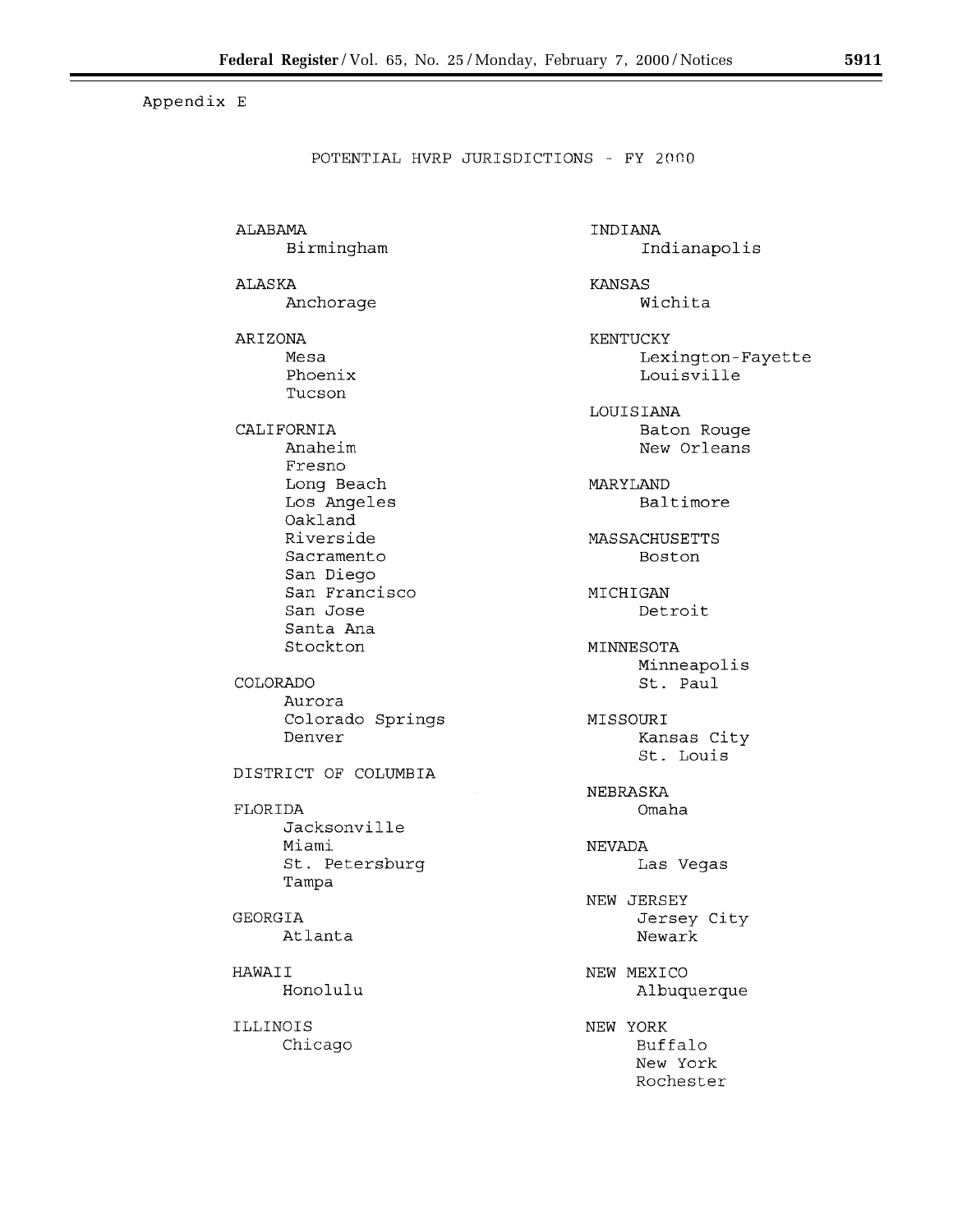Appendix E

POTENTIAL HVRP JURISDICTIONS - FY 2000

ALABAMA
- Birmingham

ALASKA
- Anchorage

ARIZONA
- Mesa
- Phoenix
- Tucson

CALIFORNIA
- Anaheim
- Fresno
- Long Beach
- Los Angeles
- Oakland
- Riverside
- Sacramento
- San Diego
- San Francisco
- San Jose
- Santa Ana
- Stockton

COLORADO
- Aurora
- Colorado Springs
- Denver

DISTRICT OF COLUMBIA

FLORIDA
- Jacksonville
- Miami
- St. Petersburg
- Tampa

GEORGIA
- Atlanta

HAWAII
- Honolulu

ILLINOIS
- Chicago

INDIANA
- Indianapolis

KANSAS
- Wichita

KENTUCKY
- Lexington-Fayette
- Louisville

LOUISIANA
- Baton Rouge
- New Orleans

MARYLAND
- Baltimore

MASSACHUSETTS
- Boston

MICHIGAN
- Detroit

MINNESOTA
- Minneapolis
- St. Paul

MISSOURI
- Kansas City
- St. Louis

NEBRASKA
- Omaha

NEVADA
- Las Vegas

NEW JERSEY
- Jersey City
- Newark

NEW MEXICO
- Albuquerque

NEW YORK
- Buffalo
- New York
- Rochester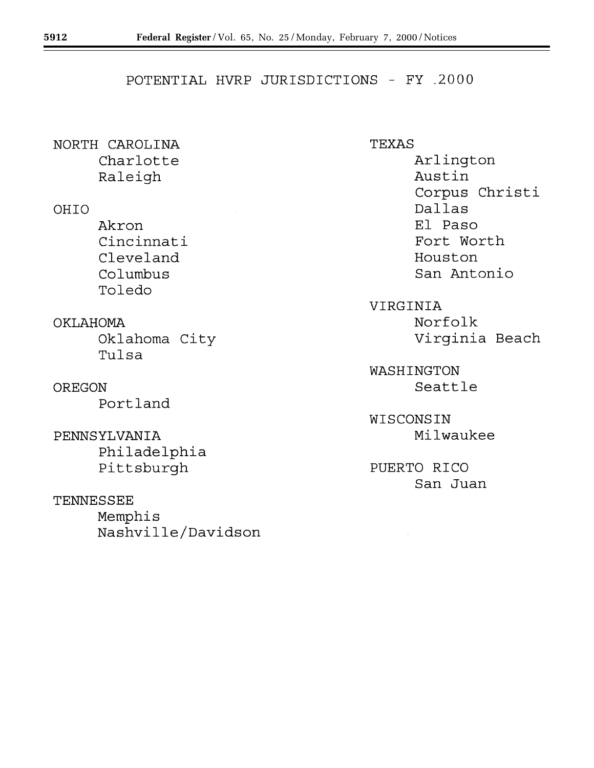# POTENTIAL HVRP JURISDICTIONS - FY 2000

NORTH CAROLINA
- Charlotte
- Raleigh

OHIO
- Akron
- Cincinnati
- Cleveland
- Columbus
- Toledo

OKLAHOMA
- Oklahoma City
- Tulsa

OREGON
- Portland

PENNSYLVANIA
- Philadelphia
- Pittsburgh

TENNESSEE
- Memphis
- Nashville/Davidson

TEXAS
- Arlington
- Austin
- Corpus Christi
- Dallas
- El Paso
- Fort Worth
- Houston
- San Antonio

VIRGINIA
- Norfolk
- Virginia Beach

WASHINGTON
- Seattle

WISCONSIN
- Milwaukee

PUERTO RICO
- San Juan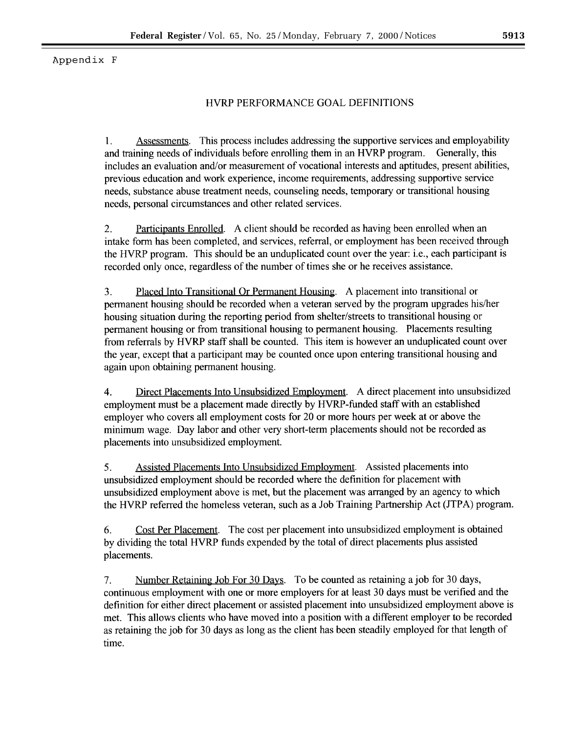Appendix F

## HVRP PERFORMANCE GOAL DEFINITIONS

1. Assessments. This process includes addressing the supportive services and employability and training needs of individuals before enrolling them in an HVRP program. Generally, this includes an evaluation and/or measurement of vocational interests and aptitudes, present abilities, previous education and work experience, income requirements, addressing supportive service needs, substance abuse treatment needs, counseling needs, temporary or transitional housing needs, personal circumstances and other related services.

2. Participants Enrolled. A client should be recorded as having been enrolled when an intake form has been completed, and services, referral, or employment has been received through the HVRP program. This should be an unduplicated count over the year: i.e., each participant is recorded only once, regardless of the number of times she or he receives assistance.

3. Placed Into Transitional Or Permanent Housing. A placement into transitional or permanent housing should be recorded when a veteran served by the program upgrades his/her housing situation during the reporting period from shelter/streets to transitional housing or permanent housing or from transitional housing to permanent housing. Placements resulting from referrals by HVRP staff shall be counted. This item is however an unduplicated count over the year, except that a participant may be counted once upon entering transitional housing and again upon obtaining permanent housing.

4. Direct Placements Into Unsubsidized Employment. A direct placement into unsubsidized employment must be a placement made directly by HVRP-funded staff with an established employer who covers all employment costs for 20 or more hours per week at or above the minimum wage. Day labor and other very short-term placements should not be recorded as placements into unsubsidized employment.

5. Assisted Placements Into Unsubsidized Employment. Assisted placements into unsubsidized employment should be recorded where the definition for placement with unsubsidized employment above is met, but the placement was arranged by an agency to which the HVRP referred the homeless veteran, such as a Job Training Partnership Act (JTPA) program.

6. Cost Per Placement. The cost per placement into unsubsidized employment is obtained by dividing the total HVRP funds expended by the total of direct placements plus assisted placements.

7. Number Retaining Job For 30 Days. To be counted as retaining a job for 30 days, continuous employment with one or more employers for at least 30 days must be verified and the definition for either direct placement or assisted placement into unsubsidized employment above is met. This allows clients who have moved into a position with a different employer to be recorded as retaining the job for 30 days as long as the client has been steadily employed for that length of time.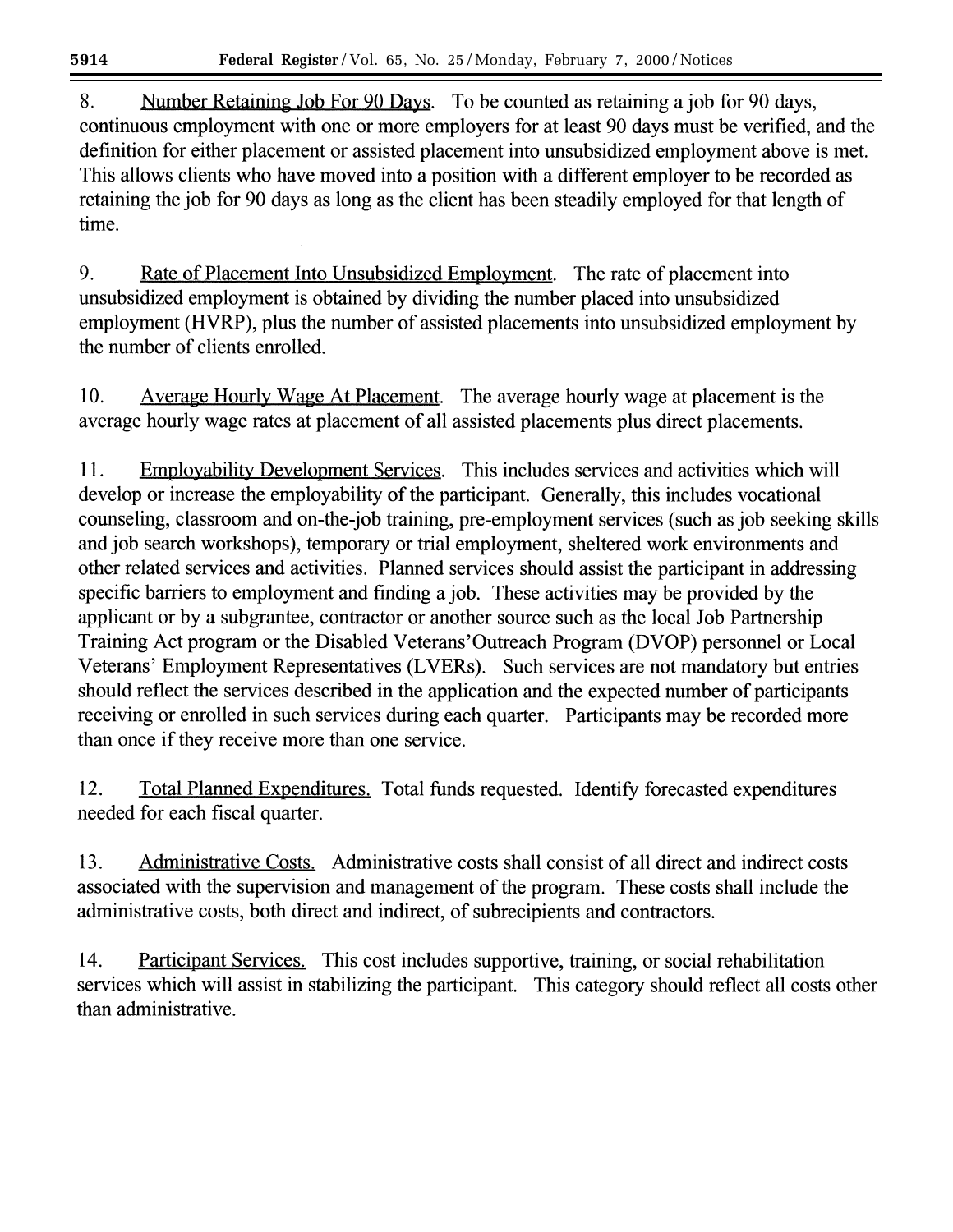8. Number Retaining Job For 90 Days. To be counted as retaining a job for 90 days, continuous employment with one or more employers for at least 90 days must be verified, and the definition for either placement or assisted placement into unsubsidized employment above is met. This allows clients who have moved into a position with a different employer to be recorded as retaining the job for 90 days as long as the client has been steadily employed for that length of time.

9. Rate of Placement Into Unsubsidized Employment. The rate of placement into unsubsidized employment is obtained by dividing the number placed into unsubsidized employment (HVRP), plus the number of assisted placements into unsubsidized employment by the number of clients enrolled.

10. Average Hourly Wage At Placement. The average hourly wage at placement is the average hourly wage rates at placement of all assisted placements plus direct placements.

11. Employability Development Services. This includes services and activities which will develop or increase the employability of the participant. Generally, this includes vocational counseling, classroom and on-the-job training, pre-employment services (such as job seeking skills and job search workshops), temporary or trial employment, sheltered work environments and other related services and activities. Planned services should assist the participant in addressing specific barriers to employment and finding a job. These activities may be provided by the applicant or by a subgrantee, contractor or another source such as the local Job Partnership Training Act program or the Disabled Veterans'Outreach Program (DVOP) personnel or Local Veterans' Employment Representatives (LVERs). Such services are not mandatory but entries should reflect the services described in the application and the expected number of participants receiving or enrolled in such services during each quarter. Participants may be recorded more than once if they receive more than one service.

12. Total Planned Expenditures. Total funds requested. Identify forecasted expenditures needed for each fiscal quarter.

13. Administrative Costs. Administrative costs shall consist of all direct and indirect costs associated with the supervision and management of the program. These costs shall include the administrative costs, both direct and indirect, of subrecipients and contractors.

14. Participant Services. This cost includes supportive, training, or social rehabilitation services which will assist in stabilizing the participant. This category should reflect all costs other than administrative.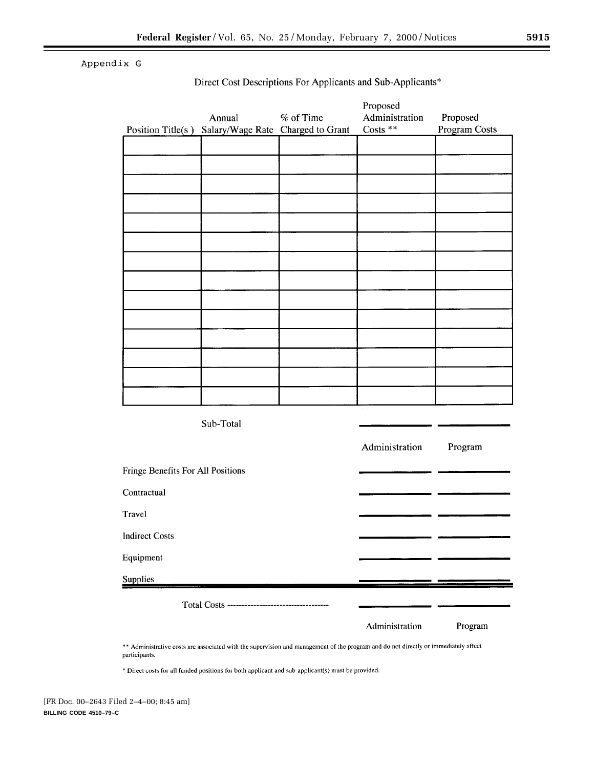Appendix G

Direct Cost Descriptions For Applicants and Sub-Applicants*

| Position Title(s) | Annual Salary/Wage Rate | % of Time Charged to Grant | Proposed Administration Costs ** | Proposed Program Costs |
|---|---|---|---|---|
| | | | | |
| | | | | |
| | | | | |
| | | | | |
| | | | | |
| | | | | |
| | | | | |
| | | | | |
| | | | | |
| | | | | |
| | | | | |
| | | | | |
| | | | | |
| | | | | |

| | Administration | Program |
|---|---|---|
| Sub-Total | | |
| Fringe Benefits For All Positions | | |
| Contractual | | |
| Travel | | |
| Indirect Costs | | |
| Equipment | | |
| Supplies | | |
| Total Costs ------------------------------------ | | |

** Administrative costs are associated with the supervision and management of the program and do not directly or immediately affect participants.

* Direct costs for all funded positions for both applicant and sub-applicant(s) must be provided.

[FR Doc. 00–2643 Filed 2–4–00; 8:45 am]

**BILLING CODE 4510–79–C**